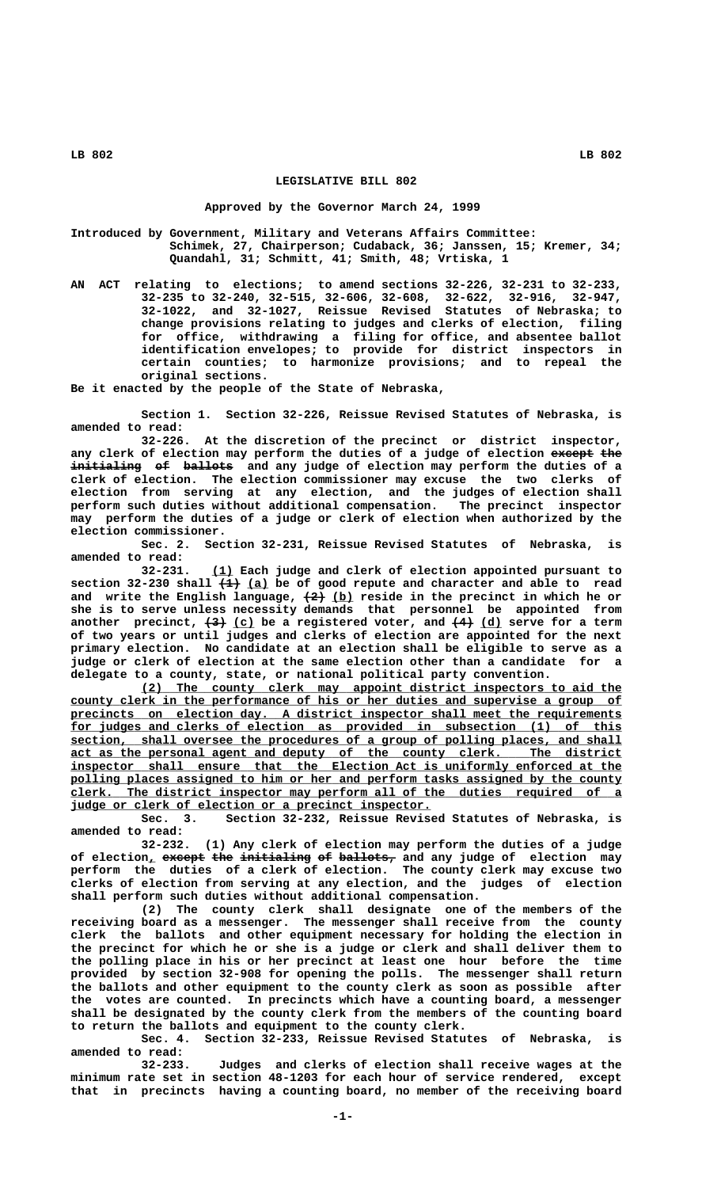# LEGISLATIVE BILL 802

### Approved by the Governor March 24, 1999

Introduced by Government, Military and Veterans Affairs Committee: Schimek, 27, Chairperson; Cudaback, 36; Janssen, 15; Kremer, 34; Quandahl, 31; Schmitt, 41; Smith, 48; Vrtiska, 1

AN ACT relating to elections; to amend sections 32-226, 32-231 to 32-233, 32-235 to 32-240, 32-515, 32-606, 32-608, 32-622, 32-916, 32-947, 32-1022, and 32-1027, Reissue Revised Statutes of Nebraska; to change provisions relating to judges and clerks of election, filing for office, withdrawing a filing for office, and absentee ballot identification envelopes; to provide for district inspectors in certain counties; to harmonize provisions; and to repeal the original sections.

Be it enacted by the people of the State of Nebraska,

Section 1. Section 32-226, Reissue Revised Statutes of Nebraska, is amended to read:

32-226. At the discretion of the precinct or district inspector, any clerk of election may perform the duties of a judge of election ~~except the initialing of ballots~~ and any judge of election may perform the duties of a clerk of election. The election commissioner may excuse the two clerks of election from serving at any election, and the judges of election shall perform such duties without additional compensation. The precinct inspector may perform the duties of a judge or clerk of election when authorized by the election commissioner.

Sec. 2. Section 32-231, Reissue Revised Statutes of Nebraska, is amended to read:

32-231. (1) Each judge and clerk of election appointed pursuant to section 32-230 shall ~~(1)~~ (a) be of good repute and character and able to read and write the English language, ~~(2)~~ (b) reside in the precinct in which he or she is to serve unless necessity demands that personnel be appointed from another precinct, ~~(3)~~ (c) be a registered voter, and ~~(4)~~ (d) serve for a term of two years or until judges and clerks of election are appointed for the next primary election. No candidate at an election shall be eligible to serve as a judge or clerk of election at the same election other than a candidate for a delegate to a county, state, or national political party convention.

(2) The county clerk may appoint district inspectors to aid the county clerk in the performance of his or her duties and supervise a group of precincts on election day. A district inspector shall meet the requirements for judges and clerks of election as provided in subsection (1) of this section, shall oversee the procedures of a group of polling places, and shall act as the personal agent and deputy of the county clerk. The district inspector shall ensure that the Election Act is uniformly enforced at the polling places assigned to him or her and perform tasks assigned by the county clerk. The district inspector may perform all of the duties required of a judge or clerk of election or a precinct inspector.

Sec. 3. Section 32-232, Reissue Revised Statutes of Nebraska, is amended to read:

32-232. (1) Any clerk of election may perform the duties of a judge of election, ~~except the initialing of ballots,~~ and any judge of election may perform the duties of a clerk of election. The county clerk may excuse two clerks of election from serving at any election, and the judges of election shall perform such duties without additional compensation.

(2) The county clerk shall designate one of the members of the receiving board as a messenger. The messenger shall receive from the county clerk the ballots and other equipment necessary for holding the election in the precinct for which he or she is a judge or clerk and shall deliver them to the polling place in his or her precinct at least one hour before the time provided by section 32-908 for opening the polls. The messenger shall return the ballots and other equipment to the county clerk as soon as possible after the votes are counted. In precincts which have a counting board, a messenger shall be designated by the county clerk from the members of the counting board to return the ballots and equipment to the county clerk.

Sec. 4. Section 32-233, Reissue Revised Statutes of Nebraska, is amended to read:

32-233. Judges and clerks of election shall receive wages at the minimum rate set in section 48-1203 for each hour of service rendered, except that in precincts having a counting board, no member of the receiving board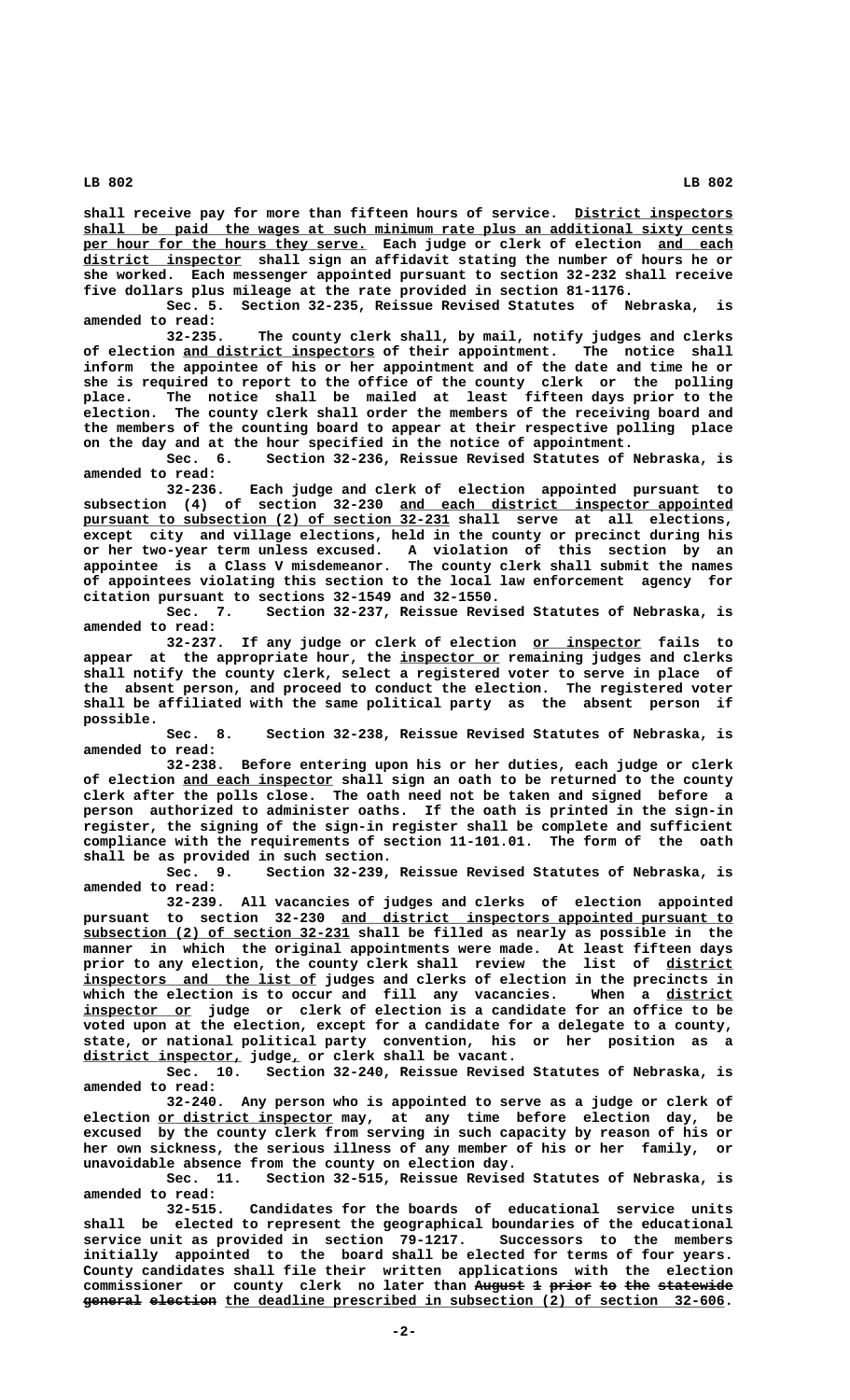shall receive pay for more than fifteen hours of service. District inspectors shall be paid the wages at such minimum rate plus an additional sixty cents per hour for the hours they serve. Each judge or clerk of election and each district inspector shall sign an affidavit stating the number of hours he or she worked. Each messenger appointed pursuant to section 32-232 shall receive five dollars plus mileage at the rate provided in section 81-1176.

Sec. 5. Section 32-235, Reissue Revised Statutes of Nebraska, is amended to read:

32-235. The county clerk shall, by mail, notify judges and clerks of election and district inspectors of their appointment. The notice shall inform the appointee of his or her appointment and of the date and time he or she is required to report to the office of the county clerk or the polling place. The notice shall be mailed at least fifteen days prior to the election. The county clerk shall order the members of the receiving board and the members of the counting board to appear at their respective polling place on the day and at the hour specified in the notice of appointment.

Sec. 6. Section 32-236, Reissue Revised Statutes of Nebraska, is amended to read:

32-236. Each judge and clerk of election appointed pursuant to subsection (4) of section 32-230 and each district inspector appointed pursuant to subsection (2) of section 32-231 shall serve at all elections, except city and village elections, held in the county or precinct during his or her two-year term unless excused. A violation of this section by an appointee is a Class V misdemeanor. The county clerk shall submit the names of appointees violating this section to the local law enforcement agency for citation pursuant to sections 32-1549 and 32-1550.

Sec. 7. Section 32-237, Reissue Revised Statutes of Nebraska, is amended to read:

32-237. If any judge or clerk of election or inspector fails to appear at the appropriate hour, the inspector or remaining judges and clerks shall notify the county clerk, select a registered voter to serve in place of the absent person, and proceed to conduct the election. The registered voter shall be affiliated with the same political party as the absent person if possible.

Sec. 8. Section 32-238, Reissue Revised Statutes of Nebraska, is amended to read:

32-238. Before entering upon his or her duties, each judge or clerk of election and each inspector shall sign an oath to be returned to the county clerk after the polls close. The oath need not be taken and signed before a person authorized to administer oaths. If the oath is printed in the sign-in register, the signing of the sign-in register shall be complete and sufficient compliance with the requirements of section 11-101.01. The form of the oath shall be as provided in such section.

Sec. 9. Section 32-239, Reissue Revised Statutes of Nebraska, is amended to read:

32-239. All vacancies of judges and clerks of election appointed pursuant to section 32-230 and district inspectors appointed pursuant to subsection (2) of section 32-231 shall be filled as nearly as possible in the manner in which the original appointments were made. At least fifteen days prior to any election, the county clerk shall review the list of district inspectors and the list of judges and clerks of election in the precincts in which the election is to occur and fill any vacancies. When a district inspector or judge or clerk of election is a candidate for an office to be voted upon at the election, except for a candidate for a delegate to a county, state, or national political party convention, his or her position as a district inspector, judge, or clerk shall be vacant.

Sec. 10. Section 32-240, Reissue Revised Statutes of Nebraska, is amended to read:

32-240. Any person who is appointed to serve as a judge or clerk of election or district inspector may, at any time before election day, be excused by the county clerk from serving in such capacity by reason of his or her own sickness, the serious illness of any member of his or her family, or unavoidable absence from the county on election day.

Sec. 11. Section 32-515, Reissue Revised Statutes of Nebraska, is amended to read:

32-515. Candidates for the boards of educational service units shall be elected to represent the geographical boundaries of the educational service unit as provided in section 79-1217. Successors to the members initially appointed to the board shall be elected for terms of four years. County candidates shall file their written applications with the election commissioner or county clerk no later than ~~August 1 prior to the statewide general election~~ the deadline prescribed in subsection (2) of section 32-606.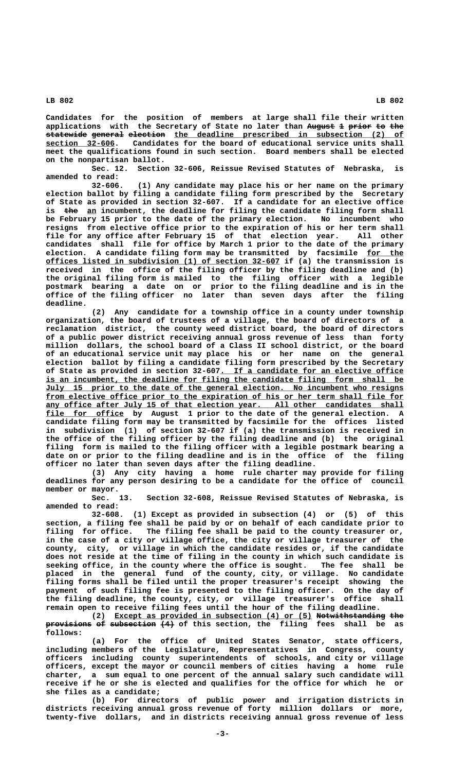Candidates for the position of members at large shall file their written applications with the Secretary of State no later than August 1 prior to the statewide general election the deadline prescribed in subsection (2) of section 32-606. Candidates for the board of educational service units shall meet the qualifications found in such section. Board members shall be elected on the nonpartisan ballot.

Sec. 12. Section 32-606, Reissue Revised Statutes of Nebraska, is amended to read:

32-606. (1) Any candidate may place his or her name on the primary election ballot by filing a candidate filing form prescribed by the Secretary of State as provided in section 32-607. If a candidate for an elective office is the an incumbent, the deadline for filing the candidate filing form shall be February 15 prior to the date of the primary election. No incumbent who resigns from elective office prior to the expiration of his or her term shall file for any office after February 15 of that election year. All other candidates shall file for office by March 1 prior to the date of the primary election. A candidate filing form may be transmitted by facsimile for the offices listed in subdivision (1) of section 32-607 if (a) the transmission is received in the office of the filing officer by the filing deadline and (b) the original filing form is mailed to the filing officer with a legible postmark bearing a date on or prior to the filing deadline and is in the office of the filing officer no later than seven days after the filing deadline.

(2) Any candidate for a township office in a county under township organization, the board of trustees of a village, the board of directors of a reclamation district, the county weed district board, the board of directors of a public power district receiving annual gross revenue of less than forty million dollars, the school board of a Class II school district, or the board of an educational service unit may place his or her name on the general election ballot by filing a candidate filing form prescribed by the Secretary of State as provided in section 32-607. If a candidate for an elective office is an incumbent, the deadline for filing the candidate filing form shall be July 15 prior to the date of the general election. No incumbent who resigns from elective office prior to the expiration of his or her term shall file for any office after July 15 of that election year. All other candidates shall file for office by August 1 prior to the date of the general election. A candidate filing form may be transmitted by facsimile for the offices listed in subdivision (1) of section 32-607 if (a) the transmission is received in the office of the filing officer by the filing deadline and (b) the original filing form is mailed to the filing officer with a legible postmark bearing a date on or prior to the filing deadline and is in the office of the filing officer no later than seven days after the filing deadline.

(3) Any city having a home rule charter may provide for filing deadlines for any person desiring to be a candidate for the office of council member or mayor.

Sec. 13. Section 32-608, Reissue Revised Statutes of Nebraska, is amended to read:

32-608. (1) Except as provided in subsection (4) or (5) of this section, a filing fee shall be paid by or on behalf of each candidate prior to filing for office. The filing fee shall be paid to the county treasurer or, in the case of a city or village office, the city or village treasurer of the county, city, or village in which the candidate resides or, if the candidate does not reside at the time of filing in the county in which such candidate is seeking office, in the county where the office is sought. The fee shall be placed in the general fund of the county, city, or village. No candidate filing forms shall be filed until the proper treasurer's receipt showing the payment of such filing fee is presented to the filing officer. On the day of the filing deadline, the county, city, or village treasurer's office shall remain open to receive filing fees until the hour of the filing deadline.

(2) Except as provided in subsection (4) or (5) Notwithstanding the provisions of subsection (4) of this section, the filing fees shall be as follows:

(a) For the office of United States Senator, state officers, including members of the Legislature, Representatives in Congress, county officers including county superintendents of schools, and city or village officers, except the mayor or council members of cities having a home rule charter, a sum equal to one percent of the annual salary such candidate will receive if he or she is elected and qualifies for the office for which he or she files as a candidate;

(b) For directors of public power and irrigation districts in districts receiving annual gross revenue of forty million dollars or more, twenty-five dollars, and in districts receiving annual gross revenue of less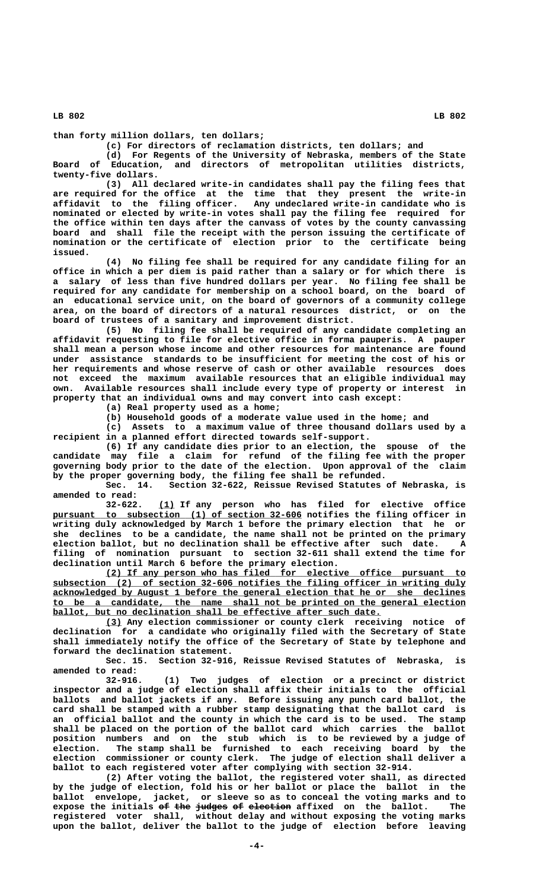than forty million dollars, ten dollars;

(c) For directors of reclamation districts, ten dollars; and

(d) For Regents of the University of Nebraska, members of the State Board of Education, and directors of metropolitan utilities districts, twenty-five dollars.

(3) All declared write-in candidates shall pay the filing fees that are required for the office at the time that they present the write-in affidavit to the filing officer. Any undeclared write-in candidate who is nominated or elected by write-in votes shall pay the filing fee required for the office within ten days after the canvass of votes by the county canvassing board and shall file the receipt with the person issuing the certificate of nomination or the certificate of election prior to the certificate being issued.

(4) No filing fee shall be required for any candidate filing for an office in which a per diem is paid rather than a salary or for which there is a salary of less than five hundred dollars per year. No filing fee shall be required for any candidate for membership on a school board, on the board of an educational service unit, on the board of governors of a community college area, on the board of directors of a natural resources district, or on the board of trustees of a sanitary and improvement district.

(5) No filing fee shall be required of any candidate completing an affidavit requesting to file for elective office in forma pauperis. A pauper shall mean a person whose income and other resources for maintenance are found under assistance standards to be insufficient for meeting the cost of his or her requirements and whose reserve of cash or other available resources does not exceed the maximum available resources that an eligible individual may own. Available resources shall include every type of property or interest in property that an individual owns and may convert into cash except:

(a) Real property used as a home;

(b) Household goods of a moderate value used in the home; and

(c) Assets to a maximum value of three thousand dollars used by a recipient in a planned effort directed towards self-support.

(6) If any candidate dies prior to an election, the spouse of the candidate may file a claim for refund of the filing fee with the proper governing body prior to the date of the election. Upon approval of the claim by the proper governing body, the filing fee shall be refunded.

Sec. 14. Section 32-622, Reissue Revised Statutes of Nebraska, is amended to read:

32-622. (1) If any person who has filed for elective office pursuant to subsection (1) of section 32-606 notifies the filing officer in writing duly acknowledged by March 1 before the primary election that he or she declines to be a candidate, the name shall not be printed on the primary election ballot, but no declination shall be effective after such date. A filing of nomination pursuant to section 32-611 shall extend the time for declination until March 6 before the primary election.

(2) If any person who has filed for elective office pursuant to subsection (2) of section 32-606 notifies the filing officer in writing duly acknowledged by August 1 before the general election that he or she declines to be a candidate, the name shall not be printed on the general election ballot, but no declination shall be effective after such date.

(3) Any election commissioner or county clerk receiving notice of declination for a candidate who originally filed with the Secretary of State shall immediately notify the office of the Secretary of State by telephone and forward the declination statement.

Sec. 15. Section 32-916, Reissue Revised Statutes of Nebraska, is amended to read:

32-916. (1) Two judges of election or a precinct or district inspector and a judge of election shall affix their initials to the official ballots and ballot jackets if any. Before issuing any punch card ballot, the card shall be stamped with a rubber stamp designating that the ballot card is an official ballot and the county in which the card is to be used. The stamp shall be placed on the portion of the ballot card which carries the ballot position numbers and on the stub which is to be reviewed by a judge of election. The stamp shall be furnished to each receiving board by the election commissioner or county clerk. The judge of election shall deliver a ballot to each registered voter after complying with section 32-914.

(2) After voting the ballot, the registered voter shall, as directed by the judge of election, fold his or her ballot or place the ballot in the ballot envelope, jacket, or sleeve so as to conceal the voting marks and to expose the initials ~~of the judges of election~~ affixed on the ballot. The registered voter shall, without delay and without exposing the voting marks upon the ballot, deliver the ballot to the judge of election before leaving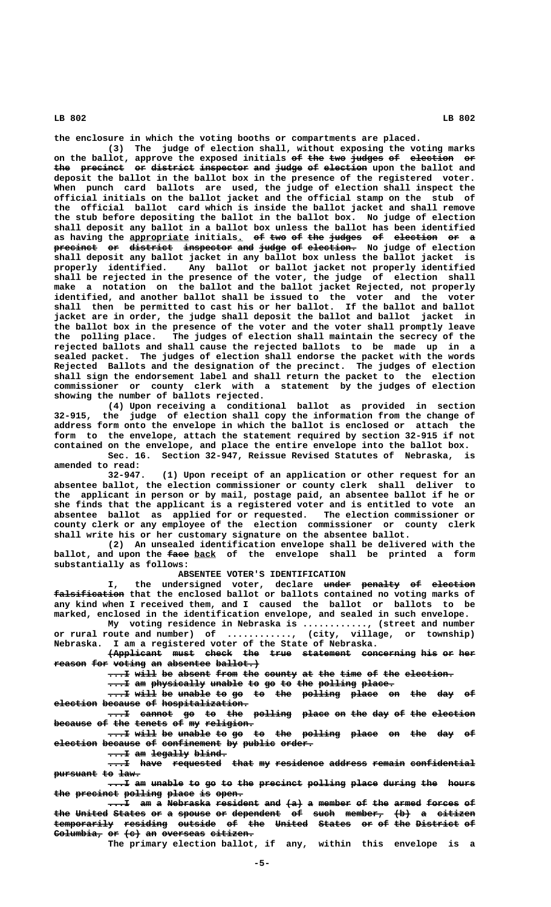the enclosure in which the voting booths or compartments are placed.

(3) The judge of election shall, without exposing the voting marks on the ballot, approve the exposed initials ~~of the two judges of election or the precinct or district inspector and judge of election~~ upon the ballot and deposit the ballot in the ballot box in the presence of the registered voter. When punch card ballots are used, the judge of election shall inspect the official initials on the ballot jacket and the official stamp on the stub of the official ballot card which is inside the ballot jacket and shall remove the stub before depositing the ballot in the ballot box. No judge of election shall deposit any ballot in a ballot box unless the ballot has been identified as having the appropriate initials. ~~of two of the judges of election or a precinct or district inspector and judge of election.~~ No judge of election shall deposit any ballot jacket in any ballot box unless the ballot jacket is properly identified. Any ballot or ballot jacket not properly identified shall be rejected in the presence of the voter, the judge of election shall make a notation on the ballot and the ballot jacket Rejected, not properly identified, and another ballot shall be issued to the voter and the voter shall then be permitted to cast his or her ballot. If the ballot and ballot jacket are in order, the judge shall deposit the ballot and ballot jacket in the ballot box in the presence of the voter and the voter shall promptly leave the polling place. The judges of election shall maintain the secrecy of the rejected ballots and shall cause the rejected ballots to be made up in a sealed packet. The judges of election shall endorse the packet with the words Rejected Ballots and the designation of the precinct. The judges of election shall sign the endorsement label and shall return the packet to the election commissioner or county clerk with a statement by the judges of election showing the number of ballots rejected.

(4) Upon receiving a conditional ballot as provided in section 32-915, the judge of election shall copy the information from the change of address form onto the envelope in which the ballot is enclosed or attach the form to the envelope, attach the statement required by section 32-915 if not contained on the envelope, and place the entire envelope into the ballot box.

Sec. 16. Section 32-947, Reissue Revised Statutes of Nebraska, is amended to read:

32-947. (1) Upon receipt of an application or other request for an absentee ballot, the election commissioner or county clerk shall deliver to the applicant in person or by mail, postage paid, an absentee ballot if he or she finds that the applicant is a registered voter and is entitled to vote an absentee ballot as applied for or requested. The election commissioner or county clerk or any employee of the election commissioner or county clerk shall write his or her customary signature on the absentee ballot.

(2) An unsealed identification envelope shall be delivered with the ballot, and upon the ~~face~~ back of the envelope shall be printed a form substantially as follows:

ABSENTEE VOTER'S IDENTIFICATION

I, the undersigned voter, declare ~~under penalty of election falsification~~ that the enclosed ballot or ballots contained no voting marks of any kind when I received them, and I caused the ballot or ballots to be marked, enclosed in the identification envelope, and sealed in such envelope.

My voting residence in Nebraska is ............, (street and number or rural route and number) of ............, (city, village, or township) Nebraska. I am a registered voter of the State of Nebraska.

~~(Applicant must check the true statement concerning his or her reason for voting an absentee ballot.)~~

~~...I will be absent from the county at the time of the election.~~

~~...I am physically unable to go to the polling place.~~

~~...I will be unable to go to the polling place on the day of election because of hospitalization.~~

~~...I cannot go to the polling place on the day of the election because of the tenets of my religion.~~

~~...I will be unable to go to the polling place on the day of election because of confinement by public order.~~

~~...I am legally blind.~~

~~...I have requested that my residence address remain confidential pursuant to law.~~

~~...I am unable to go to the precinct polling place during the hours the precinct polling place is open.~~

~~...I am a Nebraska resident and (a) a member of the armed forces of the United States or a spouse or dependent of such member, (b) a citizen temporarily residing outside of the United States or of the District of Columbia, or (c) an overseas citizen.~~

The primary election ballot, if any, within this envelope is a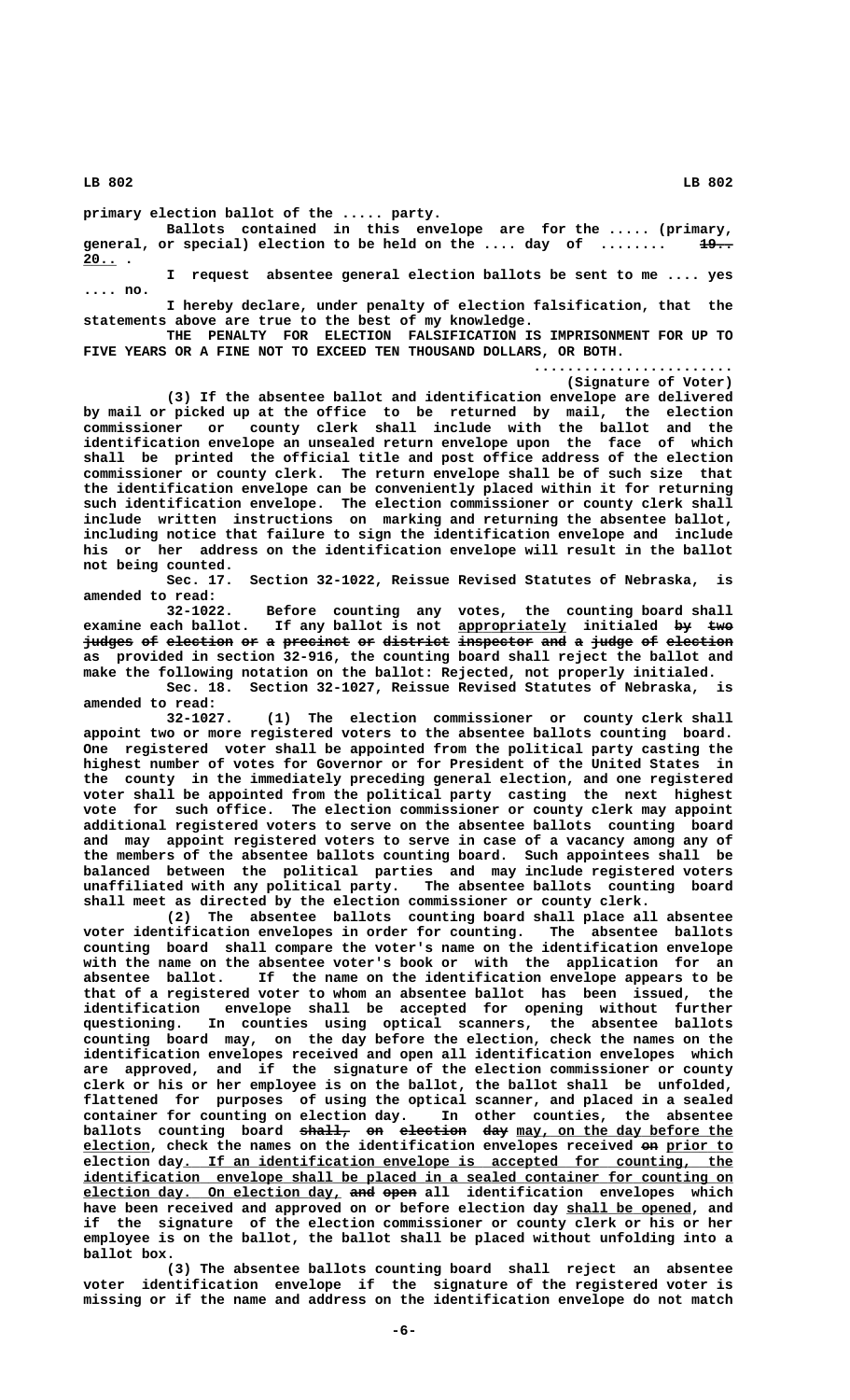primary election ballot of the ..... party.

Ballots contained in this envelope are for the ..... (primary, general, or special) election to be held on the .... day of ........ ~~19..~~ 20.. .

I request absentee general election ballots be sent to me .... yes .... no.

I hereby declare, under penalty of election falsification, that the statements above are true to the best of my knowledge.

THE PENALTY FOR ELECTION FALSIFICATION IS IMPRISONMENT FOR UP TO FIVE YEARS OR A FINE NOT TO EXCEED TEN THOUSAND DOLLARS, OR BOTH.

........................
(Signature of Voter)

(3) If the absentee ballot and identification envelope are delivered by mail or picked up at the office to be returned by mail, the election commissioner or county clerk shall include with the ballot and the identification envelope an unsealed return envelope upon the face of which shall be printed the official title and post office address of the election commissioner or county clerk. The return envelope shall be of such size that the identification envelope can be conveniently placed within it for returning such identification envelope. The election commissioner or county clerk shall include written instructions on marking and returning the absentee ballot, including notice that failure to sign the identification envelope and include his or her address on the identification envelope will result in the ballot not being counted.

Sec. 17. Section 32-1022, Reissue Revised Statutes of Nebraska, is amended to read:

32-1022. Before counting any votes, the counting board shall examine each ballot. If any ballot is not appropriately initialed ~~by two judges of election or a precinct or district inspector and a judge of election~~ as provided in section 32-916, the counting board shall reject the ballot and make the following notation on the ballot: Rejected, not properly initialed.

Sec. 18. Section 32-1027, Reissue Revised Statutes of Nebraska, is amended to read:

32-1027. (1) The election commissioner or county clerk shall appoint two or more registered voters to the absentee ballots counting board. One registered voter shall be appointed from the political party casting the highest number of votes for Governor or for President of the United States in the county in the immediately preceding general election, and one registered voter shall be appointed from the political party casting the next highest vote for such office. The election commissioner or county clerk may appoint additional registered voters to serve on the absentee ballots counting board and may appoint registered voters to serve in case of a vacancy among any of the members of the absentee ballots counting board. Such appointees shall be balanced between the political parties and may include registered voters unaffiliated with any political party. The absentee ballots counting board shall meet as directed by the election commissioner or county clerk.

(2) The absentee ballots counting board shall place all absentee voter identification envelopes in order for counting. The absentee ballots counting board shall compare the voter's name on the identification envelope with the name on the absentee voter's book or with the application for an absentee ballot. If the name on the identification envelope appears to be that of a registered voter to whom an absentee ballot has been issued, the identification envelope shall be accepted for opening without further questioning. In counties using optical scanners, the absentee ballots counting board may, on the day before the election, check the names on the identification envelopes received and open all identification envelopes which are approved, and if the signature of the election commissioner or county clerk or his or her employee is on the ballot, the ballot shall be unfolded, flattened for purposes of using the optical scanner, and placed in a sealed container for counting on election day. In other counties, the absentee ballots counting board ~~shall, on election day~~ may, on the day before the election, check the names on the identification envelopes received ~~on~~ prior to election day. If an identification envelope is accepted for counting, the identification envelope shall be placed in a sealed container for counting on election day. On election day, ~~and open~~ all identification envelopes which have been received and approved on or before election day shall be opened, and if the signature of the election commissioner or county clerk or his or her employee is on the ballot, the ballot shall be placed without unfolding into a ballot box.

(3) The absentee ballots counting board shall reject an absentee voter identification envelope if the signature of the registered voter is missing or if the name and address on the identification envelope do not match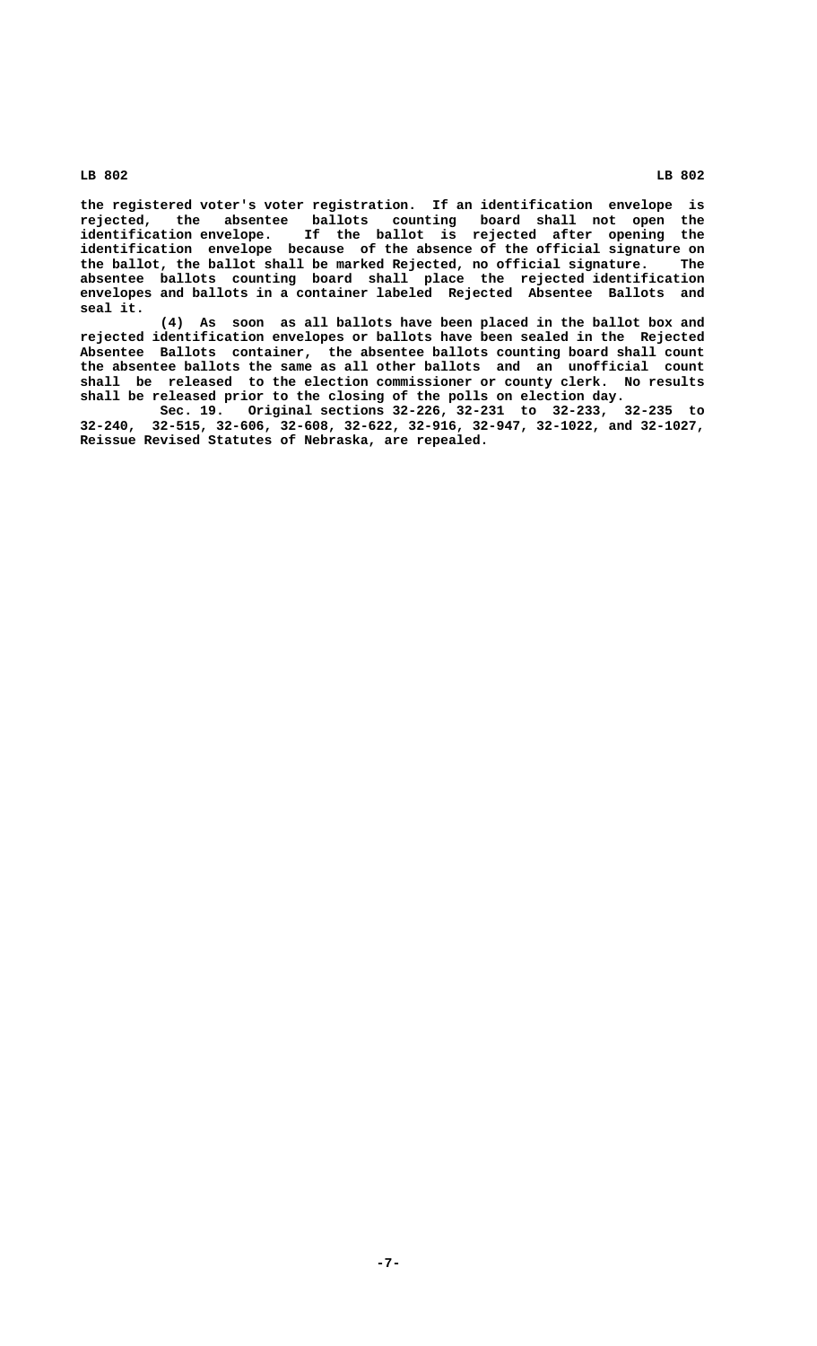the registered voter's voter registration. If an identification envelope is rejected, the absentee ballots counting board shall not open the identification envelope. If the ballot is rejected after opening the identification envelope because of the absence of the official signature on the ballot, the ballot shall be marked Rejected, no official signature. The absentee ballots counting board shall place the rejected identification envelopes and ballots in a container labeled Rejected Absentee Ballots and seal it.

(4) As soon as all ballots have been placed in the ballot box and rejected identification envelopes or ballots have been sealed in the Rejected Absentee Ballots container, the absentee ballots counting board shall count the absentee ballots the same as all other ballots and an unofficial count shall be released to the election commissioner or county clerk. No results shall be released prior to the closing of the polls on election day.

Sec. 19. Original sections 32-226, 32-231 to 32-233, 32-235 to 32-240, 32-515, 32-606, 32-608, 32-622, 32-916, 32-947, 32-1022, and 32-1027, Reissue Revised Statutes of Nebraska, are repealed.